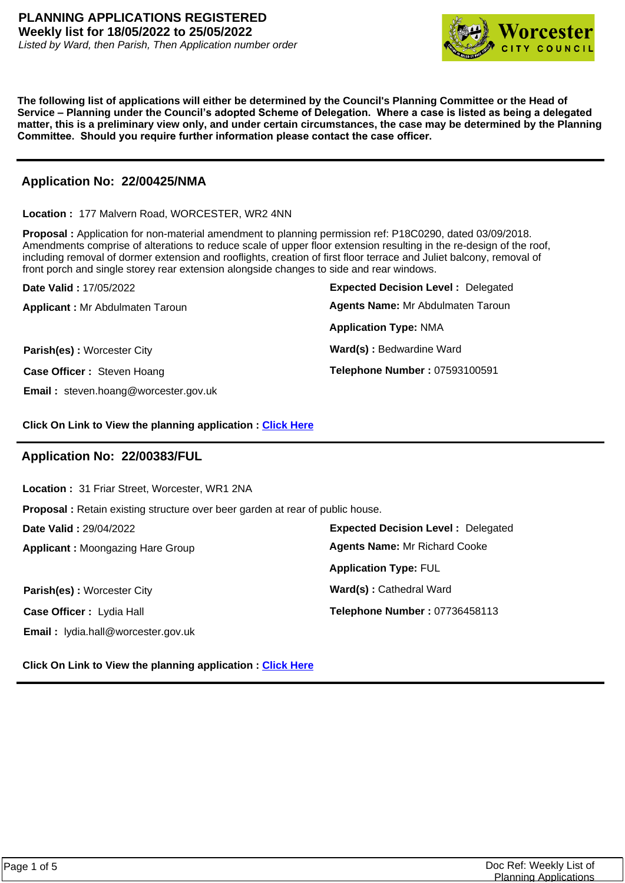# PLANNING APPLICATIONS REGISTERED

**Weekly list for 18/05/2022 to 25/05/2022**

*Listed by Ward, then Parish, Then Application number order*

**The following list of applications will either be determined by the Council's Planning Committee or the Head of Service – Planning under the Council's adopted Scheme of Delegation. Where a case is listed as being a delegated matter, this is a preliminary view only, and under certain circumstances, the case may be determined by the Planning Committee. Should you require further information please contact the case officer.**

---

## Application No: 22/00425/NMA

**Location :** 177 Malvern Road, WORCESTER, WR2 4NN

**Proposal :** Application for non-material amendment to planning permission ref: P18C0290, dated 03/09/2018. Amendments comprise of alterations to reduce scale of upper floor extension resulting in the re-design of the roof, including removal of dormer extension and rooflights, creation of first floor terrace and Juliet balcony, removal of front porch and single storey rear extension alongside changes to side and rear windows.

**Date Valid :** 17/05/2022

**Expected Decision Level :** Delegated

**Applicant :** Mr Abdulmaten Taroun

**Agents Name:** Mr Abdulmaten Taroun

**Application Type:** NMA

**Parish(es) :** Worcester City

**Ward(s) :** Bedwardine Ward

**Case Officer :** Steven Hoang

**Telephone Number :** 07593100591

**Email :** steven.hoang@worcester.gov.uk

**Click On Link to View the planning application :** Click Here

---

## Application No: 22/00383/FUL

**Location :** 31 Friar Street, Worcester, WR1 2NA

**Proposal :** Retain existing structure over beer garden at rear of public house.

**Date Valid :** 29/04/2022

**Expected Decision Level :** Delegated

**Applicant :** Moongazing Hare Group

**Agents Name:** Mr Richard Cooke

**Application Type:** FUL

**Parish(es) :** Worcester City

**Ward(s) :** Cathedral Ward

**Case Officer :** Lydia Hall

**Telephone Number :** 07736458113

**Email :** lydia.hall@worcester.gov.uk

**Click On Link to View the planning application :** Click Here

---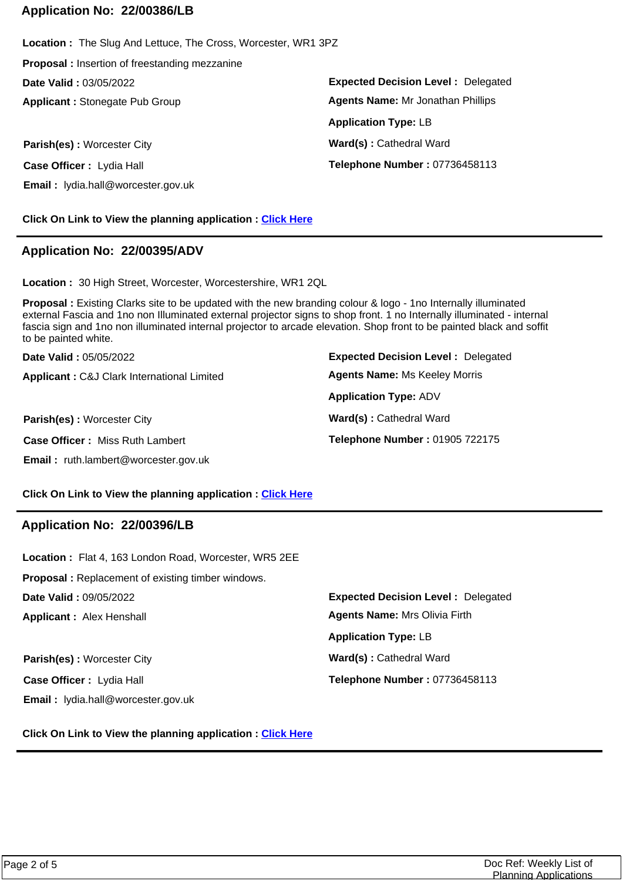## Application No: 22/00386/LB

**Location :** The Slug And Lettuce, The Cross, Worcester, WR1 3PZ

**Proposal :** Insertion of freestanding mezzanine

**Date Valid :** 03/05/2022

**Expected Decision Level :** Delegated

**Applicant :** Stonegate Pub Group

**Agents Name:** Mr Jonathan Phillips

**Application Type:** LB

**Parish(es) :** Worcester City

**Ward(s) :** Cathedral Ward

**Case Officer :** Lydia Hall

**Telephone Number :** 07736458113

**Email :** lydia.hall@worcester.gov.uk

**Click On Link to View the planning application :** Click Here

---

## Application No: 22/00395/ADV

**Location :** 30 High Street, Worcester, Worcestershire, WR1 2QL

**Proposal :** Existing Clarks site to be updated with the new branding colour & logo - 1no Internally illuminated external Fascia and 1no non Illuminated external projector signs to shop front. 1 no Internally illuminated - internal fascia sign and 1no non illuminated internal projector to arcade elevation. Shop front to be painted black and soffit to be painted white.

**Date Valid :** 05/05/2022

**Expected Decision Level :** Delegated

**Applicant :** C&J Clark International Limited

**Agents Name:** Ms Keeley Morris

**Application Type:** ADV

**Parish(es) :** Worcester City

**Ward(s) :** Cathedral Ward

**Case Officer :** Miss Ruth Lambert

**Telephone Number :** 01905 722175

**Email :** ruth.lambert@worcester.gov.uk

**Click On Link to View the planning application :** Click Here

---

## Application No: 22/00396/LB

**Location :** Flat 4, 163 London Road, Worcester, WR5 2EE

**Proposal :** Replacement of existing timber windows.

**Date Valid :** 09/05/2022

**Expected Decision Level :** Delegated

**Applicant :** Alex Henshall

**Agents Name:** Mrs Olivia Firth

**Application Type:** LB

**Parish(es) :** Worcester City

**Ward(s) :** Cathedral Ward

**Case Officer :** Lydia Hall

**Telephone Number :** 07736458113

**Email :** lydia.hall@worcester.gov.uk

**Click On Link to View the planning application :** Click Here

---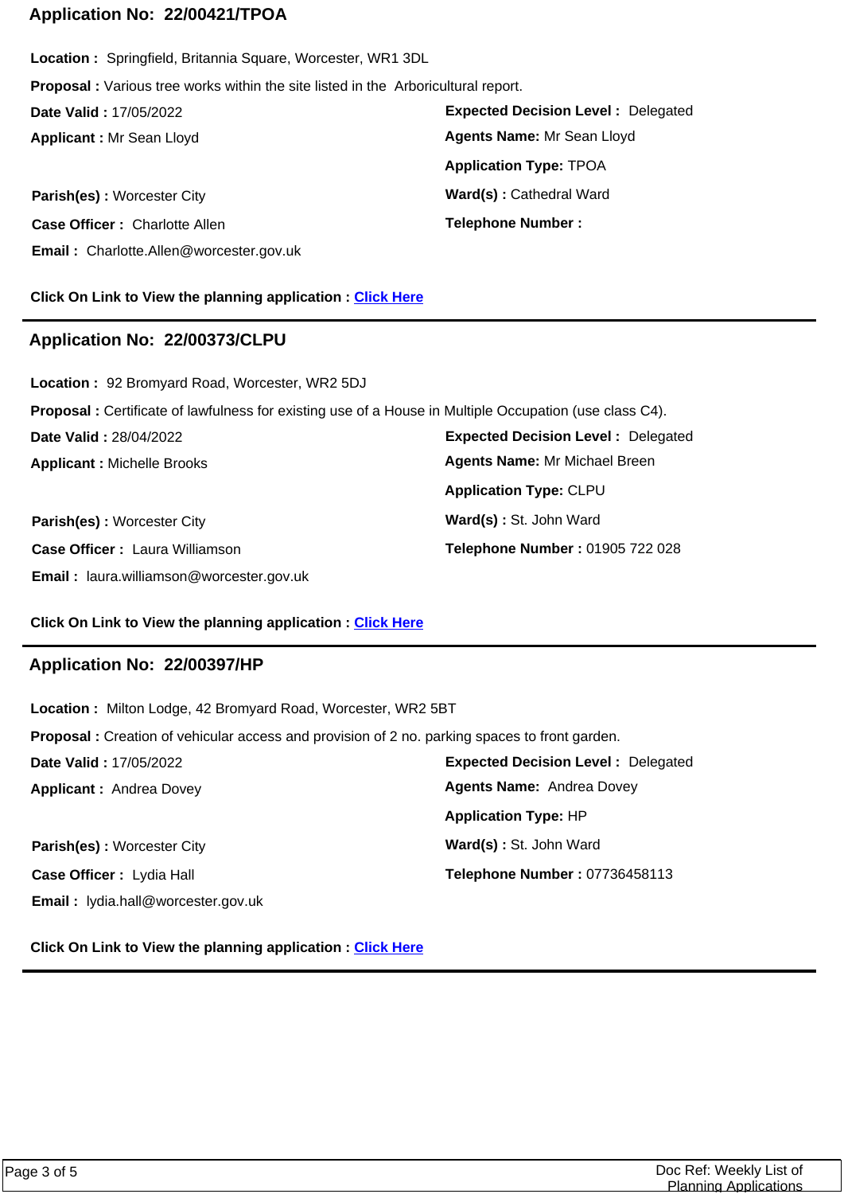## Application No: 22/00421/TPOA

**Location :** Springfield, Britannia Square, Worcester, WR1 3DL

**Proposal :** Various tree works within the site listed in the Arboricultural report.

**Date Valid :** 17/05/2022

**Expected Decision Level :** Delegated

**Applicant :** Mr Sean Lloyd

**Agents Name:** Mr Sean Lloyd

**Application Type:** TPOA

**Parish(es) :** Worcester City

**Ward(s) :** Cathedral Ward

**Case Officer :** Charlotte Allen

**Telephone Number :**

**Email :** Charlotte.Allen@worcester.gov.uk

**Click On Link to View the planning application :** Click Here

---

## Application No: 22/00373/CLPU

**Location :** 92 Bromyard Road, Worcester, WR2 5DJ

**Proposal :** Certificate of lawfulness for existing use of a House in Multiple Occupation (use class C4).

**Date Valid :** 28/04/2022

**Expected Decision Level :** Delegated

**Applicant :** Michelle Brooks

**Agents Name:** Mr Michael Breen

**Application Type:** CLPU

**Parish(es) :** Worcester City

**Ward(s) :** St. John Ward

**Case Officer :** Laura Williamson

**Telephone Number :** 01905 722 028

**Email :** laura.williamson@worcester.gov.uk

**Click On Link to View the planning application :** Click Here

---

## Application No: 22/00397/HP

**Location :** Milton Lodge, 42 Bromyard Road, Worcester, WR2 5BT

**Proposal :** Creation of vehicular access and provision of 2 no. parking spaces to front garden.

**Date Valid :** 17/05/2022

**Expected Decision Level :** Delegated

**Applicant :** Andrea Dovey

**Agents Name:** Andrea Dovey

**Application Type:** HP

**Parish(es) :** Worcester City

**Ward(s) :** St. John Ward

**Case Officer :** Lydia Hall

**Telephone Number :** 07736458113

**Email :** lydia.hall@worcester.gov.uk

**Click On Link to View the planning application :** Click Here

---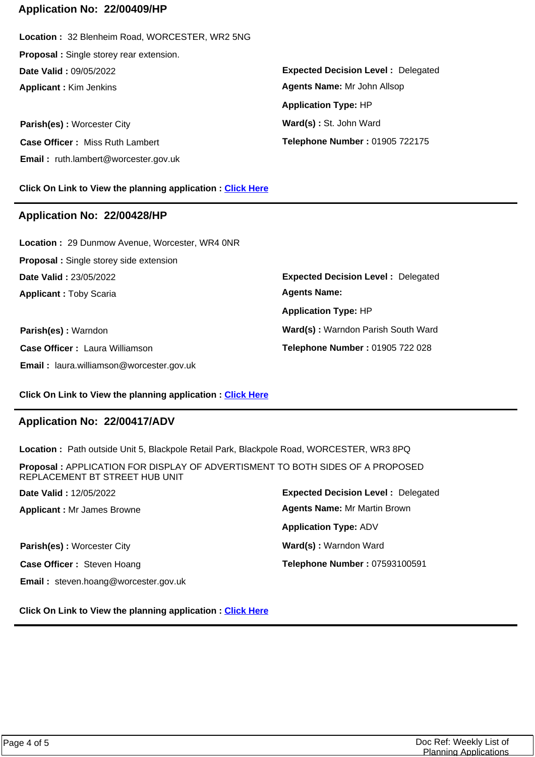## Application No: 22/00409/HP

**Location :** 32 Blenheim Road, WORCESTER, WR2 5NG

**Proposal :** Single storey rear extension.

**Date Valid :** 09/05/2022

**Expected Decision Level :** Delegated

**Applicant :** Kim Jenkins

**Agents Name:** Mr John Allsop

**Application Type:** HP

**Parish(es) :** Worcester City

**Ward(s) :** St. John Ward

**Case Officer :** Miss Ruth Lambert

**Telephone Number :** 01905 722175

**Email :** ruth.lambert@worcester.gov.uk

**Click On Link to View the planning application :** Click Here

---

## Application No: 22/00428/HP

**Location :** 29 Dunmow Avenue, Worcester, WR4 0NR

**Proposal :** Single storey side extension

**Date Valid :** 23/05/2022

**Expected Decision Level :** Delegated

**Applicant :** Toby Scaria

**Agents Name:**

**Application Type:** HP

**Parish(es) :** Warndon

**Ward(s) :** Warndon Parish South Ward

**Case Officer :** Laura Williamson

**Telephone Number :** 01905 722 028

**Email :** laura.williamson@worcester.gov.uk

**Click On Link to View the planning application :** Click Here

---

## Application No: 22/00417/ADV

**Location :** Path outside Unit 5, Blackpole Retail Park, Blackpole Road, WORCESTER, WR3 8PQ

**Proposal :** APPLICATION FOR DISPLAY OF ADVERTISMENT TO BOTH SIDES OF A PROPOSED REPLACEMENT BT STREET HUB UNIT

**Date Valid :** 12/05/2022

**Expected Decision Level :** Delegated

**Applicant :** Mr James Browne

**Agents Name:** Mr Martin Brown

**Application Type:** ADV

**Parish(es) :** Worcester City

**Ward(s) :** Warndon Ward

**Case Officer :** Steven Hoang

**Telephone Number :** 07593100591

**Email :** steven.hoang@worcester.gov.uk

**Click On Link to View the planning application :** Click Here

---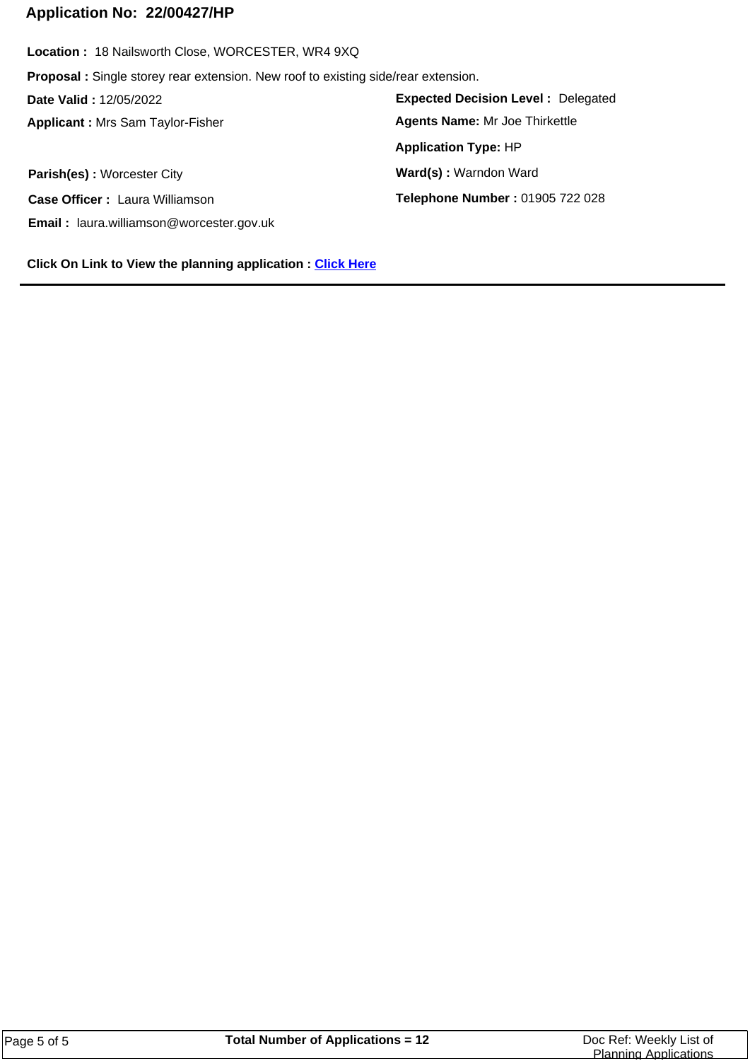## Application No: 22/00427/HP

**Location :** 18 Nailsworth Close, WORCESTER, WR4 9XQ

**Proposal :** Single storey rear extension. New roof to existing side/rear extension.

**Date Valid :** 12/05/2022

**Expected Decision Level :** Delegated

**Applicant :** Mrs Sam Taylor-Fisher

**Agents Name:** Mr Joe Thirkettle

**Application Type:** HP

**Parish(es) :** Worcester City

**Ward(s) :** Warndon Ward

**Case Officer :** Laura Williamson

**Telephone Number :** 01905 722 028

**Email :** laura.williamson@worcester.gov.uk

**Click On Link to View the planning application :** Click Here

---

**Total Number of Applications = 12**

Doc Ref: Weekly List of Planning Applications